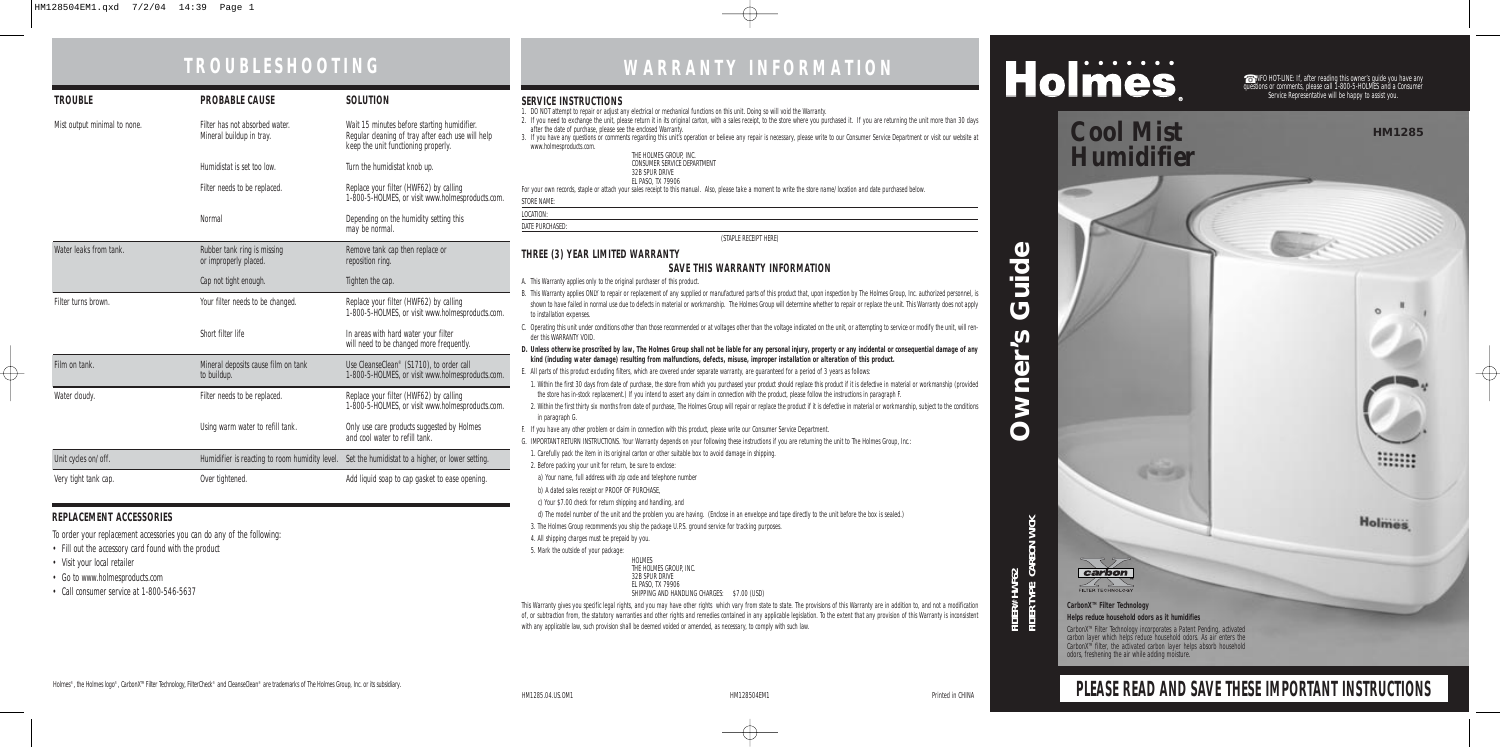# TROUBLESHOOTING

| TROUBLE | PROBABLE CAUSE | SOLUTION |
|---|---|---|
| Mist output minimal to none. | Filter has not absorbed water. Mineral buildup in tray. | Wait 15 minutes before starting humidifier. Regular cleaning of tray after each use will help keep the unit functioning properly. |
| | Humidistat is set too low. | Turn the humidistat knob up. |
| | Filter needs to be replaced. | Replace your filter (HWF62) by calling 1-800-5-HOLMES, or visit www.holmesproducts.com. |
| | Normal | Depending on the humidity setting this may be normal. |
| Water leaks from tank. | Rubber tank ring is missing or improperly placed. | Remove tank cap then replace or reposition ring. |
| | Cap not tight enough. | Tighten the cap. |
| Filter turns brown. | Your filter needs to be changed. | Replace your filter (HWF62) by calling 1-800-5-HOLMES, or visit www.holmesproducts.com. |
| | Short filter life | In areas with hard water your filter will need to be changed more frequently. |
| Film on tank. | Mineral deposits cause film on tank to buildup. | Use CleanseClean® (S1710), to order call 1-800-5-HOLMES, or visit www.holmesproducts.com. |
| Water cloudy. | Filter needs to be replaced. | Replace your filter (HWF62) by calling 1-800-5-HOLMES, or visit www.holmesproducts.com. |
| | Using warm water to refill tank. | Only use care products suggested by Holmes and cool water to refill tank. |
| Unit cycles on/off. | Humidifier is reacting to room humidity level. | Set the humidistat to a higher, or lower setting. |
| Very tight tank cap. | Over tightened. | Add liquid soap to cap gasket to ease opening. |

## REPLACEMENT ACCESSORIES

To order your replacement accessories you can do any of the following:

- Fill out the accessory card found with the product
- Visit your local retailer
- Go to www.holmesproducts.com
- Call consumer service at 1-800-546-5637

Holmes®, the Holmes logo®, CarbonX™ Filter Technology, FilterCheck® and CleanseClean® are trademarks of The Holmes Group, Inc. or its subsidiary.

# WARRANTY INFORMATION

## SERVICE INSTRUCTIONS

1. DO NOT attempt to repair or adjust any electrical or mechanical functions on this unit. Doing so will void the Warranty.
2. If you need to exchange the unit, please return it in its original carton, with a sales receipt, to the store where you purchased it. If you are returning the unit more than 30 days after the date of purchase, please see the enclosed Warranty.
3. If you have any questions or comments regarding this unit's operation or believe any repair is necessary, please write to our Consumer Service Department or visit our website at www.holmesproducts.com.

THE HOLMES GROUP, INC.
CONSUMER SERVICE DEPARTMENT
32B SPUR DRIVE
EL PASO, TX 79906

For your own records, staple or attach your sales receipt to this manual. Also, please take a moment to write the store name/location and date purchased below.

STORE NAME:

LOCATION:

DATE PURCHASED:

(STAPLE RECEIPT HERE)

## THREE (3) YEAR LIMITED WARRANTY

### SAVE THIS WARRANTY INFORMATION

A. This Warranty applies only to the original purchaser of this product.

B. This Warranty applies ONLY to repair or replacement of any supplied or manufactured parts of this product that, upon inspection by The Holmes Group, Inc. authorized personnel, is shown to have failed in normal use due to defects in material or workmanship. The Holmes Group will determine whether to repair or replace the unit. This Warranty does not apply to installation expenses.

C. Operating this unit under conditions other than those recommended or at voltages other than the voltage indicated on the unit, or attempting to service or modify the unit, will render this WARRANTY VOID.

**D. Unless otherwise proscribed by law, The Holmes Group shall not be liable for any personal injury, property or any incidental or consequential damage of any kind (including water damage) resulting from malfunctions, defects, misuse, improper installation or alteration of this product.**

E. All parts of this product excluding filters, which are covered under separate warranty, are guaranteed for a period of 3 years as follows:

1. Within the first 30 days from date of purchase, the store from which you purchased your product should replace this product if it is defective in material or workmanship (provided the store has in-stock replacement.) If you intend to assert any claim in connection with the product, please follow the instructions in paragraph F.
2. Within the first thirty six months from date of purchase, The Holmes Group will repair or replace the product if it is defective in material or workmanship, subject to the conditions in paragraph G.

F. If you have any other problem or claim in connection with this product, please write our Consumer Service Department.

G. IMPORTANT RETURN INSTRUCTIONS. Your Warranty depends on your following these instructions if you are returning the unit to The Holmes Group, Inc.:

1. Carefully pack the item in its original carton or other suitable box to avoid damage in shipping.
2. Before packing your unit for return, be sure to enclose:
   - a) Your name, full address with zip code and telephone number
   - b) A dated sales receipt or PROOF OF PURCHASE,
   - c) Your $7.00 check for return shipping and handling, and
   - d) The model number of the unit and the problem you are having. (Enclose in an envelope and tape directly to the unit before the box is sealed.)
3. The Holmes Group recommends you ship the package U.P.S. ground service for tracking purposes.
4. All shipping charges must be prepaid by you.
5. Mark the outside of your package:

HOLMES
THE HOLMES GROUP, INC.
32B SPUR DRIVE
EL PASO, TX 79906
SHIPPING AND HANDLING CHARGES: $7.00 (USD)

This Warranty gives you specific legal rights, and you may have other rights which vary from state to state. The provisions of this Warranty are in addition to, and not a modification of, or subtraction from, the statutory warranties and other rights and remedies contained in any applicable legislation. To the extent that any provision of this Warranty is inconsistent with any applicable law, such provision shall be deemed voided or amended, as necessary, to comply with such law.

HM1285.04.US.OM1 HM128504EM1 Printed in CHINA

# Holmes®

INFO HOT-LINE: If, after reading this owner's guide you have any questions or comments, please call 1-800-5-HOLMES and a Consumer Service Representative will be happy to assist you.

# Cool Mist Humidifier

**HM1285**

## Owner's Guide

FILTER: HWF62
FILTER TYPE: CARBON WICK

carbon FILTER TECHNOLOGY

**CarbonX™ Filter Technology**

**Helps reduce household odors as it humidifies**

CarbonX™ Filter Technology incorporates a Patent Pending, activated carbon layer which helps reduce household odors. As air enters the CarbonX™ filter, the activated carbon layer helps absorb household odors, freshening the air while adding moisture.

## PLEASE READ AND SAVE THESE IMPORTANT INSTRUCTIONS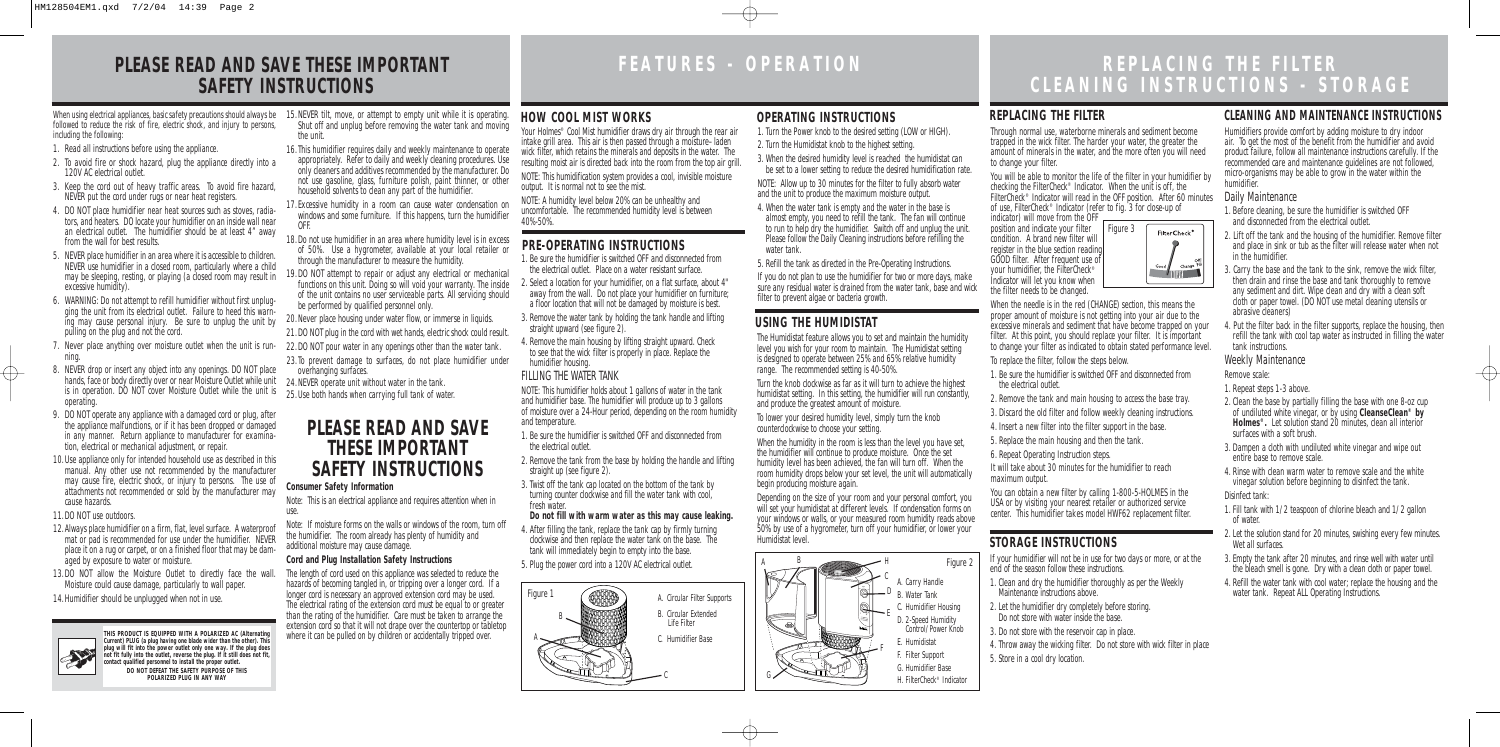# PLEASE READ AND SAVE THESE IMPORTANT SAFETY INSTRUCTIONS

When using electrical appliances, basic safety precautions should always be followed to reduce the risk of fire, electric shock, and injury to persons, including the following:

1. Read all instructions before using the appliance.
2. To avoid fire or shock hazard, plug the appliance directly into a 120V AC electrical outlet.
3. Keep the cord out of heavy traffic areas. To avoid fire hazard, NEVER put the cord under rugs or near heat registers.
4. DO NOT place humidifier near heat sources such as stoves, radiators, and heaters. DO locate your humidifier on an inside wall near an electrical outlet. The humidifier should be at least 4" away from the wall for best results.
5. NEVER place humidifier in an area where it is accessible to children. NEVER use humidifier in a closed room, particularly where a child may be sleeping, resting, or playing (a closed room may result in excessive humidity).
6. WARNING: Do not attempt to refill humidifier without first unplugging the unit from its electrical outlet. Failure to heed this warning may cause personal injury. Be sure to unplug the unit by pulling on the plug and not the cord.
7. Never place anything over moisture outlet when the unit is running.
8. NEVER drop or insert any object into any openings. DO NOT place hands, face or body directly over or near Moisture Outlet while unit is in operation. DO NOT cover Moisture Outlet while the unit is operating.
9. DO NOT operate any appliance with a damaged cord or plug, after the appliance malfunctions, or if it has been dropped or damaged in any manner. Return appliance to manufacturer for examination, electrical or mechanical adjustment, or repair.
10. Use appliance only for intended household use as described in this manual. Any other use not recommended by the manufacturer may cause fire, electric shock, or injury to persons. The use of attachments not recommended or sold by the manufacturer may cause hazards.
11. DO NOT use outdoors.
12. Always place humidifier on a firm, flat, level surface. A waterproof mat or pad is recommended for use under the humidifier. NEVER place it on a rug or carpet, or on a finished floor that may be damaged by exposure to water or moisture.
13. DO NOT allow the Moisture Outlet to directly face the wall. Moisture could cause damage, particularly to wall paper.
14. Humidifier should be unplugged when not in use.
15. NEVER tilt, move, or attempt to empty unit while it is operating. Shut off and unplug before removing the water tank and moving the unit.
16. This humidifier requires daily and weekly maintenance to operate appropriately. Refer to daily and weekly cleaning procedures. Use only cleaners and additives recommended by the manufacturer. Do not use gasoline, glass, furniture polish, paint thinner, or other household solvents to clean any part of the humidifier.
17. Excessive humidity in a room can cause water condensation on windows and some furniture. If this happens, turn the humidifier OFF.
18. Do not use humidifier in an area where humidity level is in excess of 50%. Use a hygrometer, available at your local retailer or through the manufacturer to measure the humidity.
19. DO NOT attempt to repair or adjust any electrical or mechanical functions on this unit. Doing so will void your warranty. The inside of the unit contains no user serviceable parts. All servicing should be performed by qualified personnel only.
20. Never place housing under water flow, or immerse in liquids.
21. DO NOT plug in the cord with wet hands, electric shock could result.
22. DO NOT pour water in any openings other than the water tank.
23. To prevent damage to surfaces, do not place humidifier under overhanging surfaces.
24. NEVER operate unit without water in the tank.
25. Use both hands when carrying full tank of water.

**THIS PRODUCT IS EQUIPPED WITH A POLARIZED AC (Alternating Current) PLUG (a plug having one blade wider than the other). This plug will fit into the power outlet only one way. If the plug does not fit fully into the outlet, reverse the plug. If it still does not fit, contact qualified personnel to install the proper outlet.**
**DO NOT DEFEAT THE SAFETY PURPOSE OF THIS POLARIZED PLUG IN ANY WAY**

# PLEASE READ AND SAVE THESE IMPORTANT SAFETY INSTRUCTIONS

**Consumer Safety Information**

Note: This is an electrical appliance and requires attention when in use.

Note: If moisture forms on the walls or windows of the room, turn off the humidifier. The room already has plenty of humidity and additional moisture may cause damage.

**Cord and Plug Installation Safety Instructions**

The length of cord used on this appliance was selected to reduce the hazards of becoming tangled in, or tripping over a longer cord. If a longer cord is necessary an approved extension cord may be used. The electrical rating of the extension cord must be equal to or greater than the rating of the humidifier. Care must be taken to arrange the extension cord so that it will not drape over the countertop or tabletop where it can be pulled on by children or accidentally tripped over.

# FEATURES - OPERATION

## HOW COOL MIST WORKS

Your Holmes® Cool Mist humidifier draws dry air through the rear air intake grill area. This air is then passed through a moisture-laden wick filter, which retains the minerals and deposits in the water. The resulting moist air is directed back into the room from the top air grill.

NOTE: This humidification system provides a cool, invisible moisture output. It is normal not to see the mist.

NOTE: A humidity level below 20% can be unhealthy and uncomfortable. The recommended humidity level is between 40%-50%.

## PRE-OPERATING INSTRUCTIONS

1. Be sure the humidifier is switched OFF and disconnected from the electrical outlet. Place on a water resistant surface.
2. Select a location for your humidifier, on a flat surface, about 4" away from the wall. Do not place your humidifier on furniture; a floor location that will not be damaged by moisture is best.
3. Remove the water tank by holding the tank handle and lifting straight upward (see figure 2).
4. Remove the main housing by lifting straight upward. Check to see that the wick filter is properly in place. Replace the humidifier housing.

### FILLING THE WATER TANK

NOTE: This humidifier holds about 1 gallons of water in the tank and humidifier base. The humidifier will produce up to 3 gallons of moisture over a 24-Hour period, depending on the room humidity and temperature.

1. Be sure the humidifier is switched OFF and disconnected from the electrical outlet.
2. Remove the tank from the base by holding the handle and lifting straight up (see figure 2).
3. Twist off the tank cap located on the bottom of the tank by turning counter clockwise and fill the water tank with cool, fresh water.
   **Do not fill with warm water as this may cause leaking.**
4. After filling the tank, replace the tank cap by firmly turning clockwise and then replace the water tank on the base. The tank will immediately begin to empty into the base.
5. Plug the power cord into a 120V AC electrical outlet.

Figure 1

A. Circular Filter Supports
B. Circular Extended Life Filter
C. Humidifier Base

## OPERATING INSTRUCTIONS

1. Turn the Power knob to the desired setting (LOW or HIGH).
2. Turn the Humidistat knob to the highest setting.
3. When the desired humidity level is reached the humidistat can be set to a lower setting to reduce the desired humidification rate.

NOTE: Allow up to 30 minutes for the filter to fully absorb water and the unit to produce the maximum moisture output.

4. When the water tank is empty and the water in the base is almost empty, you need to refill the tank. The fan will continue to run to help dry the humidifier. Switch off and unplug the unit. Please follow the Daily Cleaning instructions before refilling the water tank.
5. Refill the tank as directed in the Pre-Operating Instructions.

If you do not plan to use the humidifier for two or more days, make sure any residual water is drained from the water tank, base and wick filter to prevent algae or bacteria growth.

## USING THE HUMIDISTAT

The Humidistat feature allows you to set and maintain the humidity level you wish for your room to maintain. The Humidistat setting is designed to operate between 25% and 65% relative humidity range. The recommended setting is 40-50%.

Turn the knob clockwise as far as it will turn to achieve the highest humidistat setting. In this setting, the humidifier will run constantly, and produce the greatest amount of moisture.

To lower your desired humidity level, simply turn the knob counterclockwise to choose your setting.

When the humidity in the room is less than the level you have set, the humidifier will continue to produce moisture. Once the set humidity level has been achieved, the fan will turn off. When the room humidity drops below your set level, the unit will automatically begin producing moisture again.

Depending on the size of your room and your personal comfort, you will set your humidistat at different levels. If condensation forms on your windows or walls, or your measured room humidity reads above 50% by use of a hygrometer, turn off your humidifier, or lower your Humidistat level.

Figure 2

A. Carry Handle
B. Water Tank
C. Humidifier Housing
D. 2-Speed Humidity Control/Power Knob
E. Humidistat
F. Filter Support
G. Humidifier Base
H. FilterCheck® Indicator

# REPLACING THE FILTER CLEANING INSTRUCTIONS - STORAGE

## REPLACING THE FILTER

Through normal use, waterborne minerals and sediment become trapped in the wick filter. The harder your water, the greater the amount of minerals in the water, and the more often you will need to change your filter.

You will be able to monitor the life of the filter in your humidifier by checking the FilterCheck® Indicator. When the unit is off, the FilterCheck® Indicator will read in the OFF position. After 60 minutes of use, FilterCheck® Indicator (refer to fig. 3 for close-up of indicator) will move from the OFF position and indicate your filter condition. A brand new filter will register in the blue section reading GOOD filter. After frequent use of your humidifier, the FilterCheck® Indicator will let you know when the filter needs to be changed.

Figure 3

FilterCheck®
Good
Change
Off

When the needle is in the red (CHANGE) section, this means the proper amount of moisture is not getting into your air due to the excessive minerals and sediment that have become trapped on your filter. At this point, you should replace your filter. It is important to change your filter as indicated to obtain stated performance level.

To replace the filter, follow the steps below.

1. Be sure the humidifier is switched OFF and disconnected from the electrical outlet.
2. Remove the tank and main housing to access the base tray.
3. Discard the old filter and follow weekly cleaning instructions.
4. Insert a new filter into the filter support in the base.
5. Replace the main housing and then the tank.
6. Repeat Operating Instruction steps.

It will take about 30 minutes for the humidifier to reach maximum output.

You can obtain a new filter by calling 1-800-5-HOLMES in the USA or by visiting your nearest retailer or authorized service center. This humidifier takes model HWF62 replacement filter.

## STORAGE INSTRUCTIONS

If your humidifier will not be in use for two days or more, or at the end of the season follow these instructions.

1. Clean and dry the humidifier thoroughly as per the Weekly Maintenance instructions above.
2. Let the humidifier dry completely before storing. Do not store with water inside the base.
3. Do not store with the reservoir cap in place.
4. Throw away the wicking filter. Do not store with wick filter in place
5. Store in a cool dry location.

## CLEANING AND MAINTENANCE INSTRUCTIONS

Humidifiers provide comfort by adding moisture to dry indoor air. To get the most of the benefit from the humidifier and avoid product failure, follow all maintenance instructions carefully. If the recommended care and maintenance guidelines are not followed, micro-organisms may be able to grow in the water within the humidifier.

### Daily Maintenance

1. Before cleaning, be sure the humidifier is switched OFF and disconnected from the electrical outlet.
2. Lift off the tank and the housing of the humidifier. Remove filter and place in sink or tub as the filter will release water when not in the humidifier.
3. Carry the base and the tank to the sink, remove the wick filter, then drain and rinse the base and tank thoroughly to remove any sediment and dirt. Wipe clean and dry with a clean soft cloth or paper towel. (DO NOT use metal cleaning utensils or abrasive cleaners)
4. Put the filter back in the filter supports, replace the housing, then refill the tank with cool tap water as instructed in filling the water tank instructions.

### Weekly Maintenance

Remove scale:

1. Repeat steps 1-3 above.
2. Clean the base by partially filling the base with one 8-oz cup of undiluted white vinegar, or by using **CleanseClean® by Holmes®**. Let solution stand 20 minutes, clean all interior surfaces with a soft brush.
3. Dampen a cloth with undiluted white vinegar and wipe out entire base to remove scale.
4. Rinse with clean warm water to remove scale and the white vinegar solution before beginning to disinfect the tank.

Disinfect tank:

1. Fill tank with 1/2 teaspoon of chlorine bleach and 1/2 gallon of water.
2. Let the solution stand for 20 minutes, swishing every few minutes. Wet all surfaces.
3. Empty the tank after 20 minutes, and rinse well with water until the bleach smell is gone. Dry with a clean cloth or paper towel.
4. Refill the water tank with cool water; replace the housing and the water tank. Repeat ALL Operating Instructions.